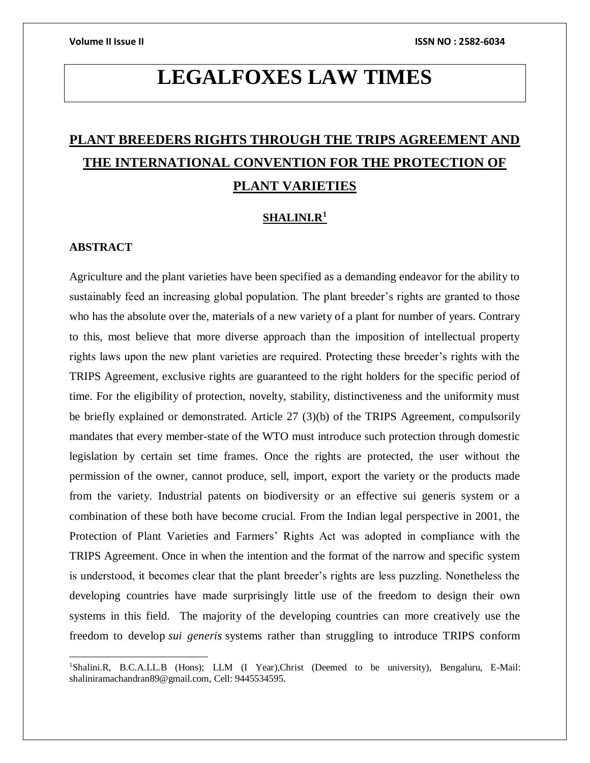# LEGALFOXES LAW TIMES

## PLANT BREEDERS RIGHTS THROUGH THE TRIPS AGREEMENT AND THE INTERNATIONAL CONVENTION FOR THE PROTECTION OF PLANT VARIETIES

### SHALINI.R[1]

**ABSTRACT**

Agriculture and the plant varieties have been specified as a demanding endeavor for the ability to sustainably feed an increasing global population. The plant breeder's rights are granted to those who has the absolute over the, materials of a new variety of a plant for number of years. Contrary to this, most believe that more diverse approach than the imposition of intellectual property rights laws upon the new plant varieties are required. Protecting these breeder's rights with the TRIPS Agreement, exclusive rights are guaranteed to the right holders for the specific period of time. For the eligibility of protection, novelty, stability, distinctiveness and the uniformity must be briefly explained or demonstrated. Article 27 (3)(b) of the TRIPS Agreement, compulsorily mandates that every member-state of the WTO must introduce such protection through domestic legislation by certain set time frames. Once the rights are protected, the user without the permission of the owner, cannot produce, sell, import, export the variety or the products made from the variety. Industrial patents on biodiversity or an effective sui generis system or a combination of these both have become crucial. From the Indian legal perspective in 2001, the Protection of Plant Varieties and Farmers' Rights Act was adopted in compliance with the TRIPS Agreement. Once in when the intention and the format of the narrow and specific system is understood, it becomes clear that the plant breeder's rights are less puzzling. Nonetheless the developing countries have made surprisingly little use of the freedom to design their own systems in this field. The majority of the developing countries can more creatively use the freedom to develop *sui generis* systems rather than struggling to introduce TRIPS conform

---

[1]Shalini.R, B.C.A.LL.B (Hons); LLM (I Year),Christ (Deemed to be university), Bengaluru, E-Mail: shaliniramachandran89@gmail.com, Cell: 9445534595.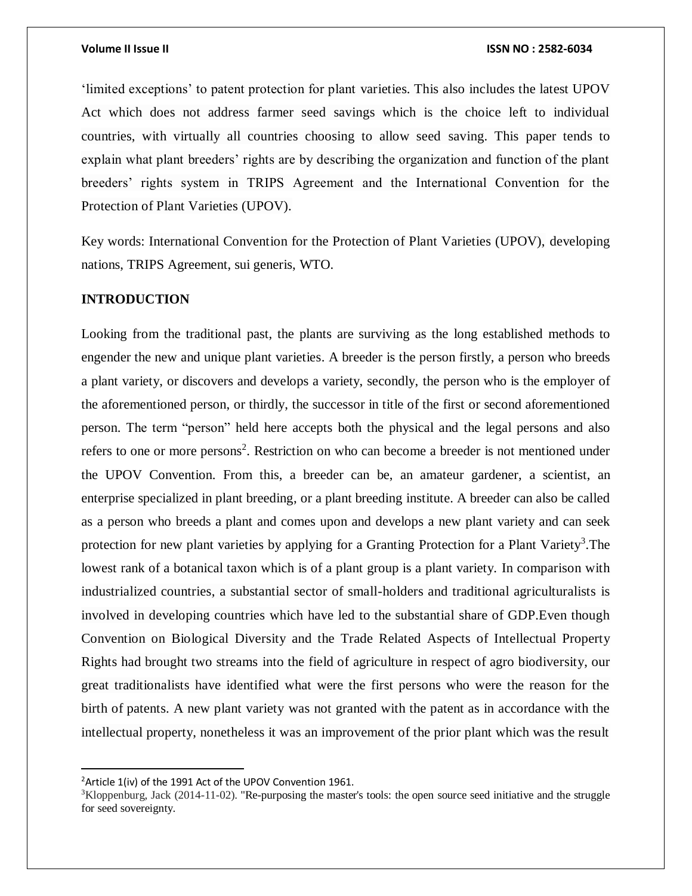'limited exceptions' to patent protection for plant varieties. This also includes the latest UPOV Act which does not address farmer seed savings which is the choice left to individual countries, with virtually all countries choosing to allow seed saving. This paper tends to explain what plant breeders' rights are by describing the organization and function of the plant breeders' rights system in TRIPS Agreement and the International Convention for the Protection of Plant Varieties (UPOV).

Key words: International Convention for the Protection of Plant Varieties (UPOV), developing nations, TRIPS Agreement, sui generis, WTO.

## INTRODUCTION

Looking from the traditional past, the plants are surviving as the long established methods to engender the new and unique plant varieties. A breeder is the person firstly, a person who breeds a plant variety, or discovers and develops a variety, secondly, the person who is the employer of the aforementioned person, or thirdly, the successor in title of the first or second aforementioned person. The term "person" held here accepts both the physical and the legal persons and also refers to one or more persons[2]. Restriction on who can become a breeder is not mentioned under the UPOV Convention. From this, a breeder can be, an amateur gardener, a scientist, an enterprise specialized in plant breeding, or a plant breeding institute. A breeder can also be called as a person who breeds a plant and comes upon and develops a new plant variety and can seek protection for new plant varieties by applying for a Granting Protection for a Plant Variety[3].The lowest rank of a botanical taxon which is of a plant group is a plant variety. In comparison with industrialized countries, a substantial sector of small-holders and traditional agriculturalists is involved in developing countries which have led to the substantial share of GDP.Even though Convention on Biological Diversity and the Trade Related Aspects of Intellectual Property Rights had brought two streams into the field of agriculture in respect of agro biodiversity, our great traditionalists have identified what were the first persons who were the reason for the birth of patents. A new plant variety was not granted with the patent as in accordance with the intellectual property, nonetheless it was an improvement of the prior plant which was the result

---

[2]Article 1(iv) of the 1991 Act of the UPOV Convention 1961.

[3]Kloppenburg, Jack (2014-11-02). "Re-purposing the master's tools: the open source seed initiative and the struggle for seed sovereignty.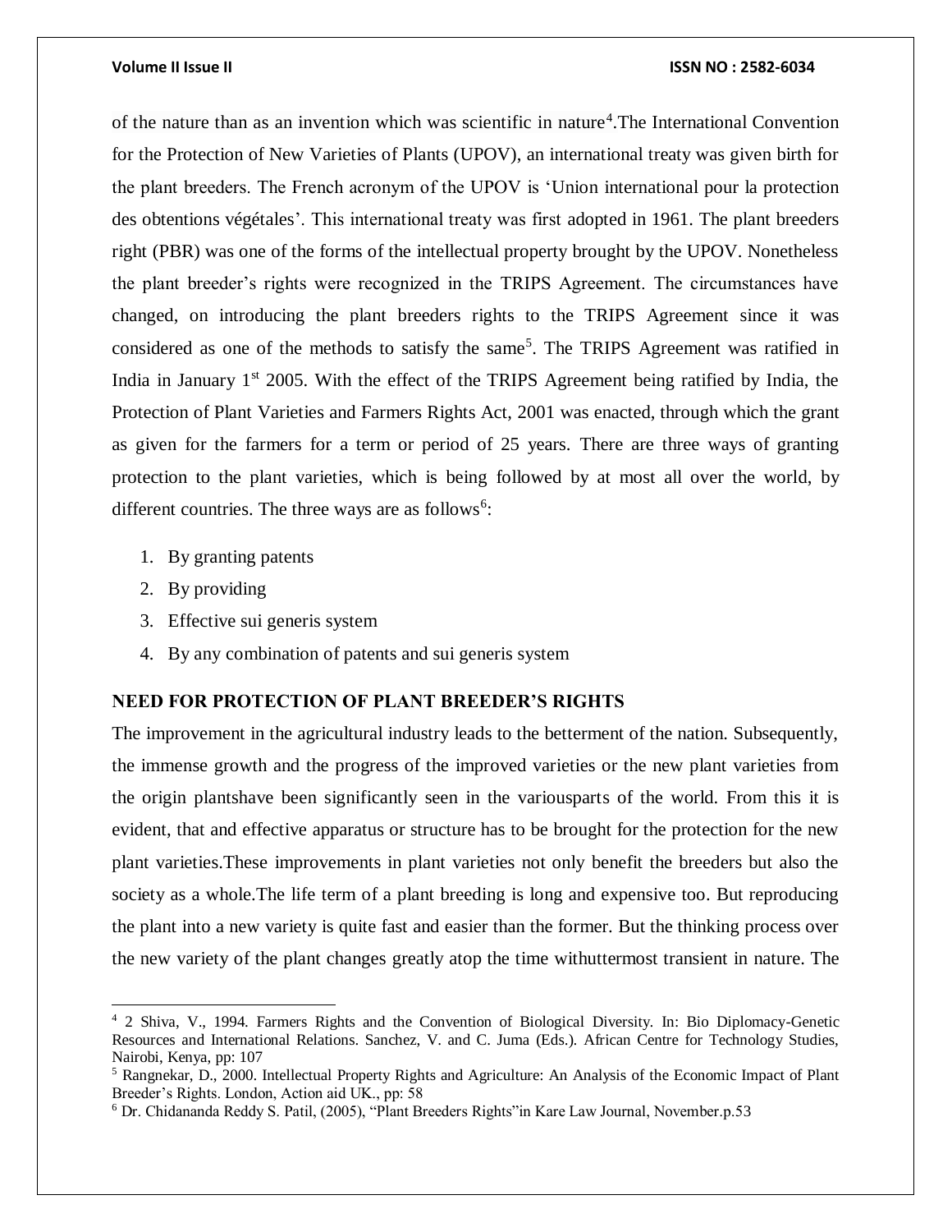of the nature than as an invention which was scientific in nature[4].The International Convention for the Protection of New Varieties of Plants (UPOV), an international treaty was given birth for the plant breeders. The French acronym of the UPOV is 'Union international pour la protection des obtentions végétales'. This international treaty was first adopted in 1961. The plant breeders right (PBR) was one of the forms of the intellectual property brought by the UPOV. Nonetheless the plant breeder's rights were recognized in the TRIPS Agreement. The circumstances have changed, on introducing the plant breeders rights to the TRIPS Agreement since it was considered as one of the methods to satisfy the same[5]. The TRIPS Agreement was ratified in India in January 1st 2005. With the effect of the TRIPS Agreement being ratified by India, the Protection of Plant Varieties and Farmers Rights Act, 2001 was enacted, through which the grant as given for the farmers for a term or period of 25 years. There are three ways of granting protection to the plant varieties, which is being followed by at most all over the world, by different countries. The three ways are as follows[6]:

1. By granting patents
2. By providing
3. Effective sui generis system
4. By any combination of patents and sui generis system

**NEED FOR PROTECTION OF PLANT BREEDER'S RIGHTS**

The improvement in the agricultural industry leads to the betterment of the nation. Subsequently, the immense growth and the progress of the improved varieties or the new plant varieties from the origin plantshave been significantly seen in the variousparts of the world. From this it is evident, that and effective apparatus or structure has to be brought for the protection for the new plant varieties.These improvements in plant varieties not only benefit the breeders but also the society as a whole.The life term of a plant breeding is long and expensive too. But reproducing the plant into a new variety is quite fast and easier than the former. But the thinking process over the new variety of the plant changes greatly atop the time withuttermost transient in nature. The

---

[4] 2 Shiva, V., 1994. Farmers Rights and the Convention of Biological Diversity. In: Bio Diplomacy-Genetic Resources and International Relations. Sanchez, V. and C. Juma (Eds.). African Centre for Technology Studies, Nairobi, Kenya, pp: 107

[5] Rangnekar, D., 2000. Intellectual Property Rights and Agriculture: An Analysis of the Economic Impact of Plant Breeder's Rights. London, Action aid UK., pp: 58

[6] Dr. Chidananda Reddy S. Patil, (2005), "Plant Breeders Rights"in Kare Law Journal, November.p.53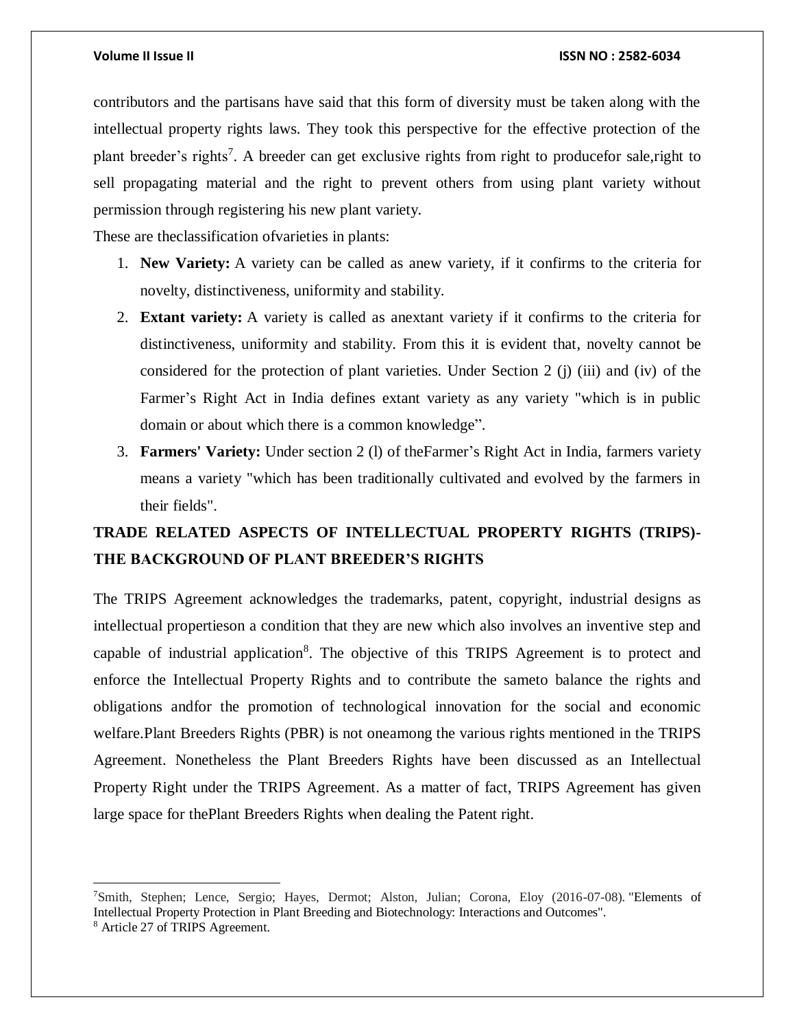contributors and the partisans have said that this form of diversity must be taken along with the intellectual property rights laws. They took this perspective for the effective protection of the plant breeder's rights[7]. A breeder can get exclusive rights from right to producefor sale,right to sell propagating material and the right to prevent others from using plant variety without permission through registering his new plant variety.

These are theclassification ofvarieties in plants:

1. **New Variety:** A variety can be called as anew variety, if it confirms to the criteria for novelty, distinctiveness, uniformity and stability.
2. **Extant variety:** A variety is called as anextant variety if it confirms to the criteria for distinctiveness, uniformity and stability. From this it is evident that, novelty cannot be considered for the protection of plant varieties. Under Section 2 (j) (iii) and (iv) of the Farmer's Right Act in India defines extant variety as any variety "which is in public domain or about which there is a common knowledge".
3. **Farmers' Variety:** Under section 2 (l) of theFarmer's Right Act in India, farmers variety means a variety "which has been traditionally cultivated and evolved by the farmers in their fields".

## TRADE RELATED ASPECTS OF INTELLECTUAL PROPERTY RIGHTS (TRIPS)- THE BACKGROUND OF PLANT BREEDER'S RIGHTS

The TRIPS Agreement acknowledges the trademarks, patent, copyright, industrial designs as intellectual propertieson a condition that they are new which also involves an inventive step and capable of industrial application[8]. The objective of this TRIPS Agreement is to protect and enforce the Intellectual Property Rights and to contribute the sameto balance the rights and obligations andfor the promotion of technological innovation for the social and economic welfare.Plant Breeders Rights (PBR) is not oneamong the various rights mentioned in the TRIPS Agreement. Nonetheless the Plant Breeders Rights have been discussed as an Intellectual Property Right under the TRIPS Agreement. As a matter of fact, TRIPS Agreement has given large space for thePlant Breeders Rights when dealing the Patent right.

---

[7] Smith, Stephen; Lence, Sergio; Hayes, Dermot; Alston, Julian; Corona, Eloy (2016-07-08). "Elements of Intellectual Property Protection in Plant Breeding and Biotechnology: Interactions and Outcomes".

[8] Article 27 of TRIPS Agreement.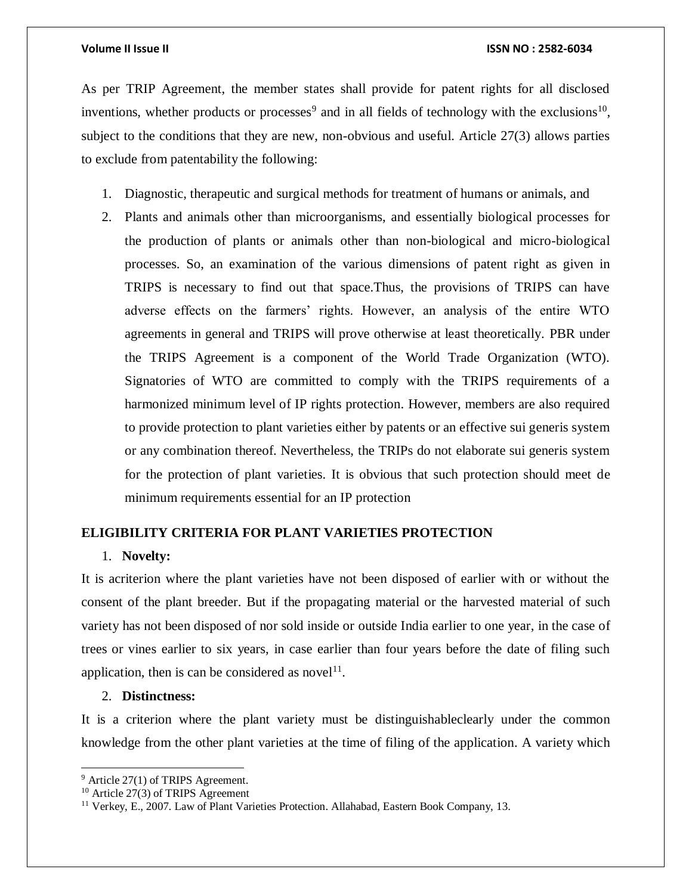As per TRIP Agreement, the member states shall provide for patent rights for all disclosed inventions, whether products or processes[9] and in all fields of technology with the exclusions[10], subject to the conditions that they are new, non-obvious and useful. Article 27(3) allows parties to exclude from patentability the following:

1. Diagnostic, therapeutic and surgical methods for treatment of humans or animals, and
2. Plants and animals other than microorganisms, and essentially biological processes for the production of plants or animals other than non-biological and micro-biological processes. So, an examination of the various dimensions of patent right as given in TRIPS is necessary to find out that space.Thus, the provisions of TRIPS can have adverse effects on the farmers' rights. However, an analysis of the entire WTO agreements in general and TRIPS will prove otherwise at least theoretically. PBR under the TRIPS Agreement is a component of the World Trade Organization (WTO). Signatories of WTO are committed to comply with the TRIPS requirements of a harmonized minimum level of IP rights protection. However, members are also required to provide protection to plant varieties either by patents or an effective sui generis system or any combination thereof. Nevertheless, the TRIPs do not elaborate sui generis system for the protection of plant varieties. It is obvious that such protection should meet de minimum requirements essential for an IP protection

## ELIGIBILITY CRITERIA FOR PLANT VARIETIES PROTECTION

1. **Novelty:**

It is acriterion where the plant varieties have not been disposed of earlier with or without the consent of the plant breeder. But if the propagating material or the harvested material of such variety has not been disposed of nor sold inside or outside India earlier to one year, in the case of trees or vines earlier to six years, in case earlier than four years before the date of filing such application, then is can be considered as novel[11].

2. **Distinctness:**

It is a criterion where the plant variety must be distinguishableclearly under the common knowledge from the other plant varieties at the time of filing of the application. A variety which

---

[9] Article 27(1) of TRIPS Agreement.

[10] Article 27(3) of TRIPS Agreement

[11] Verkey, E., 2007. Law of Plant Varieties Protection. Allahabad, Eastern Book Company, 13.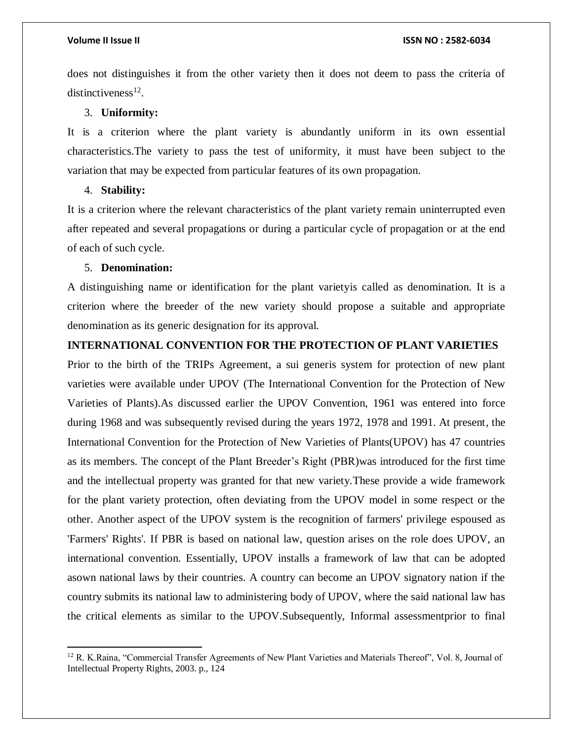does not distinguishes it from the other variety then it does not deem to pass the criteria of distinctiveness[12].

3. **Uniformity:**

It is a criterion where the plant variety is abundantly uniform in its own essential characteristics.The variety to pass the test of uniformity, it must have been subject to the variation that may be expected from particular features of its own propagation.

4. **Stability:**

It is a criterion where the relevant characteristics of the plant variety remain uninterrupted even after repeated and several propagations or during a particular cycle of propagation or at the end of each of such cycle.

5. **Denomination:**

A distinguishing name or identification for the plant varietyis called as denomination. It is a criterion where the breeder of the new variety should propose a suitable and appropriate denomination as its generic designation for its approval.

**INTERNATIONAL CONVENTION FOR THE PROTECTION OF PLANT VARIETIES**

Prior to the birth of the TRIPs Agreement, a sui generis system for protection of new plant varieties were available under UPOV (The International Convention for the Protection of New Varieties of Plants).As discussed earlier the UPOV Convention, 1961 was entered into force during 1968 and was subsequently revised during the years 1972, 1978 and 1991. At present, the International Convention for the Protection of New Varieties of Plants(UPOV) has 47 countries as its members. The concept of the Plant Breeder's Right (PBR)was introduced for the first time and the intellectual property was granted for that new variety.These provide a wide framework for the plant variety protection, often deviating from the UPOV model in some respect or the other. Another aspect of the UPOV system is the recognition of farmers' privilege espoused as 'Farmers' Rights'. If PBR is based on national law, question arises on the role does UPOV, an international convention. Essentially, UPOV installs a framework of law that can be adopted asown national laws by their countries. A country can become an UPOV signatory nation if the country submits its national law to administering body of UPOV, where the said national law has the critical elements as similar to the UPOV.Subsequently, Informal assessmentprior to final

---

[12] R. K.Raina, "Commercial Transfer Agreements of New Plant Varieties and Materials Thereof", Vol. 8, Journal of Intellectual Property Rights, 2003. p., 124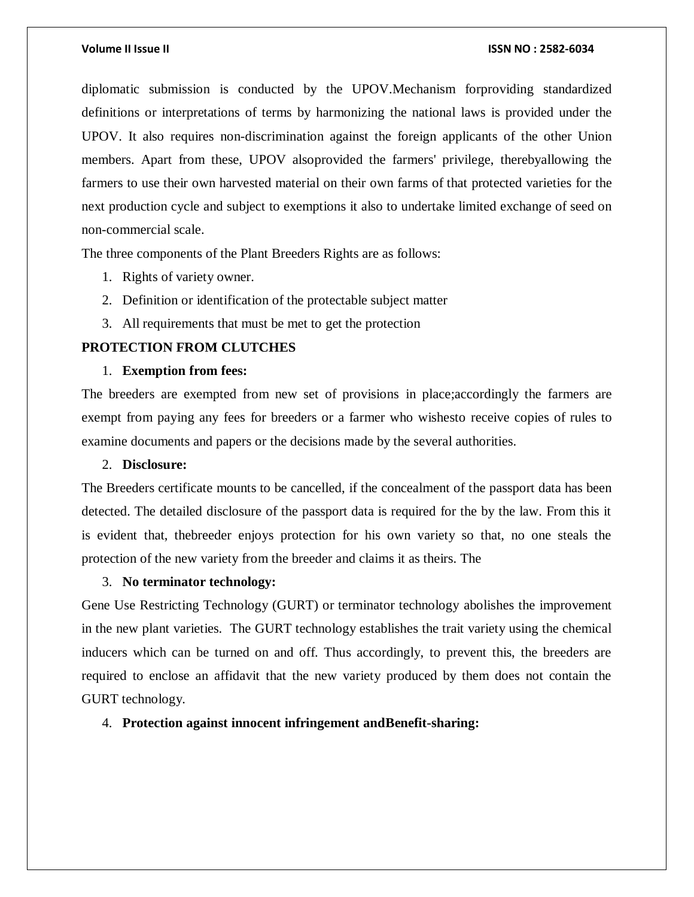diplomatic submission is conducted by the UPOV.Mechanism forproviding standardized definitions or interpretations of terms by harmonizing the national laws is provided under the UPOV. It also requires non-discrimination against the foreign applicants of the other Union members. Apart from these, UPOV alsoprovided the farmers' privilege, therebyallowing the farmers to use their own harvested material on their own farms of that protected varieties for the next production cycle and subject to exemptions it also to undertake limited exchange of seed on non-commercial scale.

The three components of the Plant Breeders Rights are as follows:

1. Rights of variety owner.
2. Definition or identification of the protectable subject matter
3. All requirements that must be met to get the protection

**PROTECTION FROM CLUTCHES**

1. **Exemption from fees:**

The breeders are exempted from new set of provisions in place;accordingly the farmers are exempt from paying any fees for breeders or a farmer who wishesto receive copies of rules to examine documents and papers or the decisions made by the several authorities.

2. **Disclosure:**

The Breeders certificate mounts to be cancelled, if the concealment of the passport data has been detected. The detailed disclosure of the passport data is required for the by the law. From this it is evident that, thebreeder enjoys protection for his own variety so that, no one steals the protection of the new variety from the breeder and claims it as theirs. The

3. **No terminator technology:**

Gene Use Restricting Technology (GURT) or terminator technology abolishes the improvement in the new plant varieties. The GURT technology establishes the trait variety using the chemical inducers which can be turned on and off. Thus accordingly, to prevent this, the breeders are required to enclose an affidavit that the new variety produced by them does not contain the GURT technology.

4. **Protection against innocent infringement andBenefit-sharing:**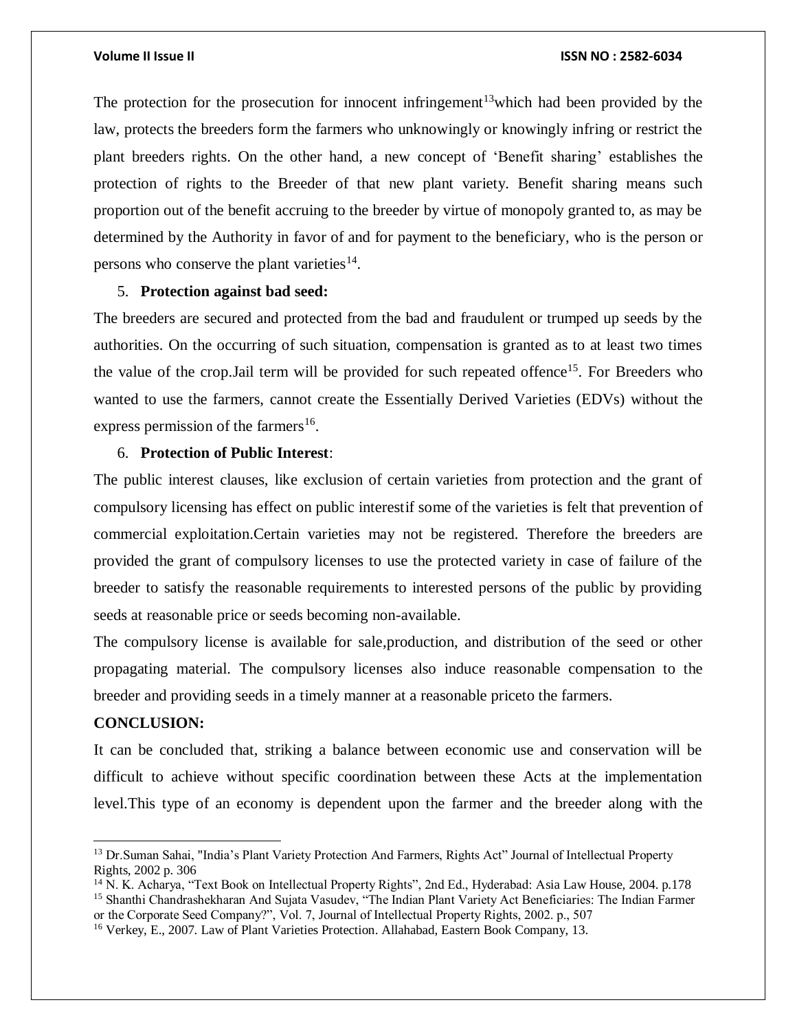The protection for the prosecution for innocent infringement[13]which had been provided by the law, protects the breeders form the farmers who unknowingly or knowingly infring or restrict the plant breeders rights. On the other hand, a new concept of 'Benefit sharing' establishes the protection of rights to the Breeder of that new plant variety. Benefit sharing means such proportion out of the benefit accruing to the breeder by virtue of monopoly granted to, as may be determined by the Authority in favor of and for payment to the beneficiary, who is the person or persons who conserve the plant varieties[14].

5. **Protection against bad seed:**

The breeders are secured and protected from the bad and fraudulent or trumped up seeds by the authorities. On the occurring of such situation, compensation is granted as to at least two times the value of the crop.Jail term will be provided for such repeated offence[15]. For Breeders who wanted to use the farmers, cannot create the Essentially Derived Varieties (EDVs) without the express permission of the farmers[16].

6. **Protection of Public Interest**:

The public interest clauses, like exclusion of certain varieties from protection and the grant of compulsory licensing has effect on public interestif some of the varieties is felt that prevention of commercial exploitation.Certain varieties may not be registered. Therefore the breeders are provided the grant of compulsory licenses to use the protected variety in case of failure of the breeder to satisfy the reasonable requirements to interested persons of the public by providing seeds at reasonable price or seeds becoming non-available.

The compulsory license is available for sale,production, and distribution of the seed or other propagating material. The compulsory licenses also induce reasonable compensation to the breeder and providing seeds in a timely manner at a reasonable priceto the farmers.

**CONCLUSION:**

It can be concluded that, striking a balance between economic use and conservation will be difficult to achieve without specific coordination between these Acts at the implementation level.This type of an economy is dependent upon the farmer and the breeder along with the

---

[13] Dr.Suman Sahai, "India's Plant Variety Protection And Farmers, Rights Act" Journal of Intellectual Property Rights, 2002 p. 306

[14] N. K. Acharya, "Text Book on Intellectual Property Rights", 2nd Ed., Hyderabad: Asia Law House, 2004. p.178

[15] Shanthi Chandrashekharan And Sujata Vasudev, "The Indian Plant Variety Act Beneficiaries: The Indian Farmer or the Corporate Seed Company?", Vol. 7, Journal of Intellectual Property Rights, 2002. p., 507

[16] Verkey, E., 2007. Law of Plant Varieties Protection. Allahabad, Eastern Book Company, 13.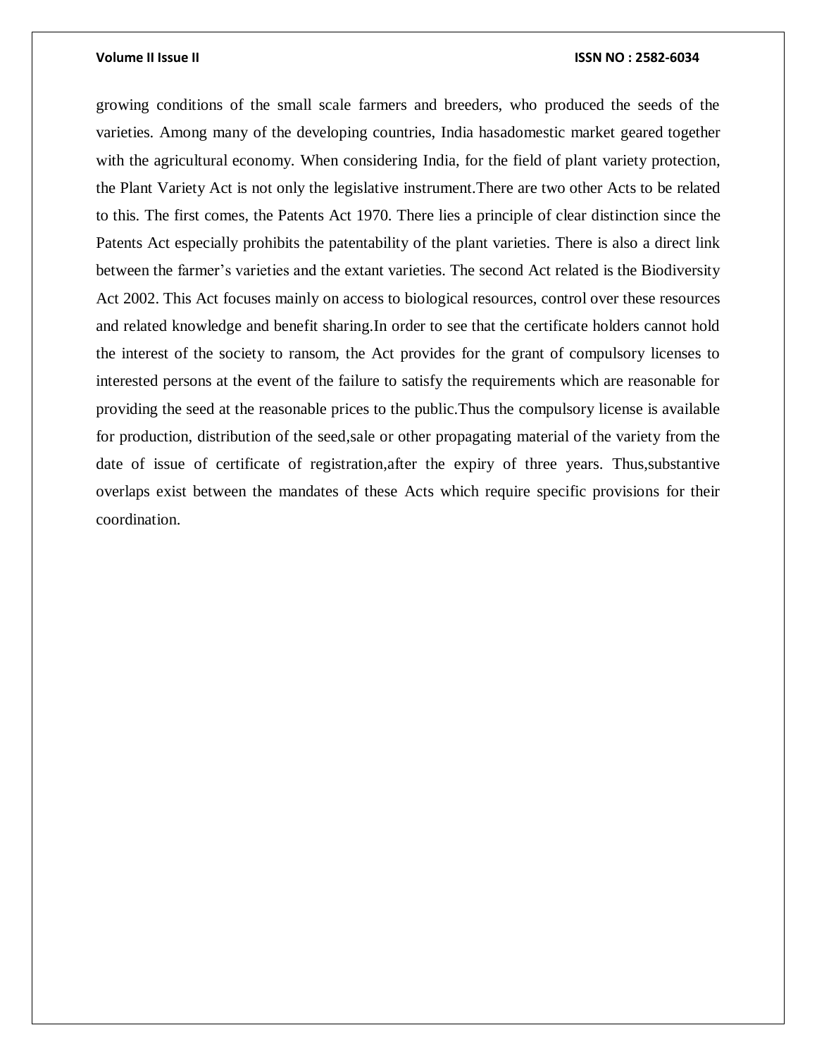growing conditions of the small scale farmers and breeders, who produced the seeds of the varieties. Among many of the developing countries, India hasadomestic market geared together with the agricultural economy. When considering India, for the field of plant variety protection, the Plant Variety Act is not only the legislative instrument.There are two other Acts to be related to this. The first comes, the Patents Act 1970. There lies a principle of clear distinction since the Patents Act especially prohibits the patentability of the plant varieties. There is also a direct link between the farmer's varieties and the extant varieties. The second Act related is the Biodiversity Act 2002. This Act focuses mainly on access to biological resources, control over these resources and related knowledge and benefit sharing.In order to see that the certificate holders cannot hold the interest of the society to ransom, the Act provides for the grant of compulsory licenses to interested persons at the event of the failure to satisfy the requirements which are reasonable for providing the seed at the reasonable prices to the public.Thus the compulsory license is available for production, distribution of the seed,sale or other propagating material of the variety from the date of issue of certificate of registration,after the expiry of three years. Thus,substantive overlaps exist between the mandates of these Acts which require specific provisions for their coordination.